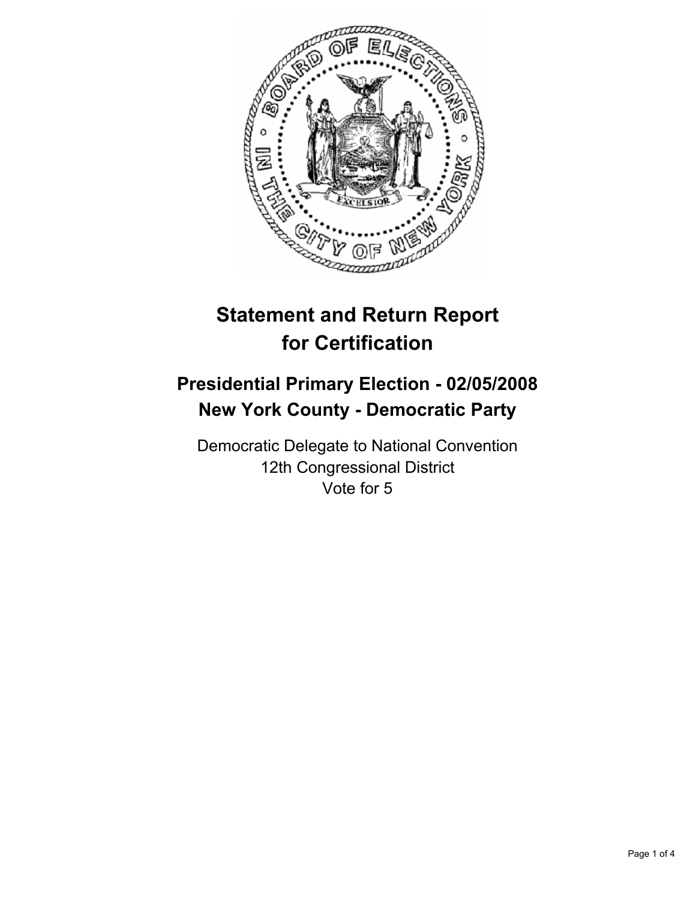# Statement and Return Report for Certification

## Presidential Primary Election - 02/05/2008
## New York County - Democratic Party

Democratic Delegate to National Convention
12th Congressional District
Vote for 5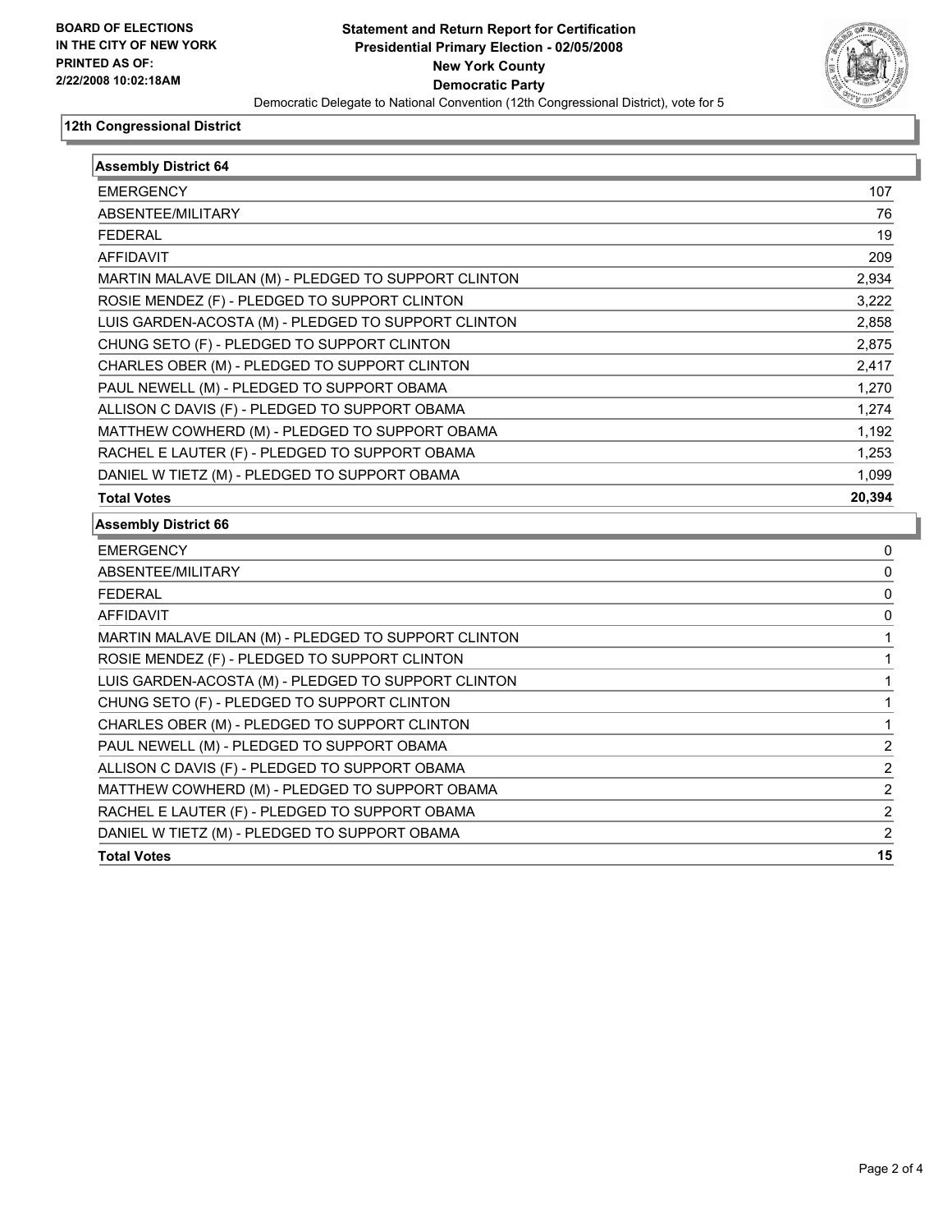**BOARD OF ELECTIONS IN THE CITY OF NEW YORK PRINTED AS OF: 2/22/2008 10:02:18AM**

# Statement and Return Report for Certification
## Presidential Primary Election - 02/05/2008
## New York County
## Democratic Party

Democratic Delegate to National Convention (12th Congressional District), vote for 5

### 12th Congressional District

| Assembly District 64 | |
|---|---|
| EMERGENCY | 107 |
| ABSENTEE/MILITARY | 76 |
| FEDERAL | 19 |
| AFFIDAVIT | 209 |
| MARTIN MALAVE DILAN (M) - PLEDGED TO SUPPORT CLINTON | 2,934 |
| ROSIE MENDEZ (F) - PLEDGED TO SUPPORT CLINTON | 3,222 |
| LUIS GARDEN-ACOSTA (M) - PLEDGED TO SUPPORT CLINTON | 2,858 |
| CHUNG SETO (F) - PLEDGED TO SUPPORT CLINTON | 2,875 |
| CHARLES OBER (M) - PLEDGED TO SUPPORT CLINTON | 2,417 |
| PAUL NEWELL (M) - PLEDGED TO SUPPORT OBAMA | 1,270 |
| ALLISON C DAVIS (F) - PLEDGED TO SUPPORT OBAMA | 1,274 |
| MATTHEW COWHERD (M) - PLEDGED TO SUPPORT OBAMA | 1,192 |
| RACHEL E LAUTER (F) - PLEDGED TO SUPPORT OBAMA | 1,253 |
| DANIEL W TIETZ (M) - PLEDGED TO SUPPORT OBAMA | 1,099 |
| **Total Votes** | **20,394** |

| Assembly District 66 | |
|---|---|
| EMERGENCY | 0 |
| ABSENTEE/MILITARY | 0 |
| FEDERAL | 0 |
| AFFIDAVIT | 0 |
| MARTIN MALAVE DILAN (M) - PLEDGED TO SUPPORT CLINTON | 1 |
| ROSIE MENDEZ (F) - PLEDGED TO SUPPORT CLINTON | 1 |
| LUIS GARDEN-ACOSTA (M) - PLEDGED TO SUPPORT CLINTON | 1 |
| CHUNG SETO (F) - PLEDGED TO SUPPORT CLINTON | 1 |
| CHARLES OBER (M) - PLEDGED TO SUPPORT CLINTON | 1 |
| PAUL NEWELL (M) - PLEDGED TO SUPPORT OBAMA | 2 |
| ALLISON C DAVIS (F) - PLEDGED TO SUPPORT OBAMA | 2 |
| MATTHEW COWHERD (M) - PLEDGED TO SUPPORT OBAMA | 2 |
| RACHEL E LAUTER (F) - PLEDGED TO SUPPORT OBAMA | 2 |
| DANIEL W TIETZ (M) - PLEDGED TO SUPPORT OBAMA | 2 |
| **Total Votes** | **15** |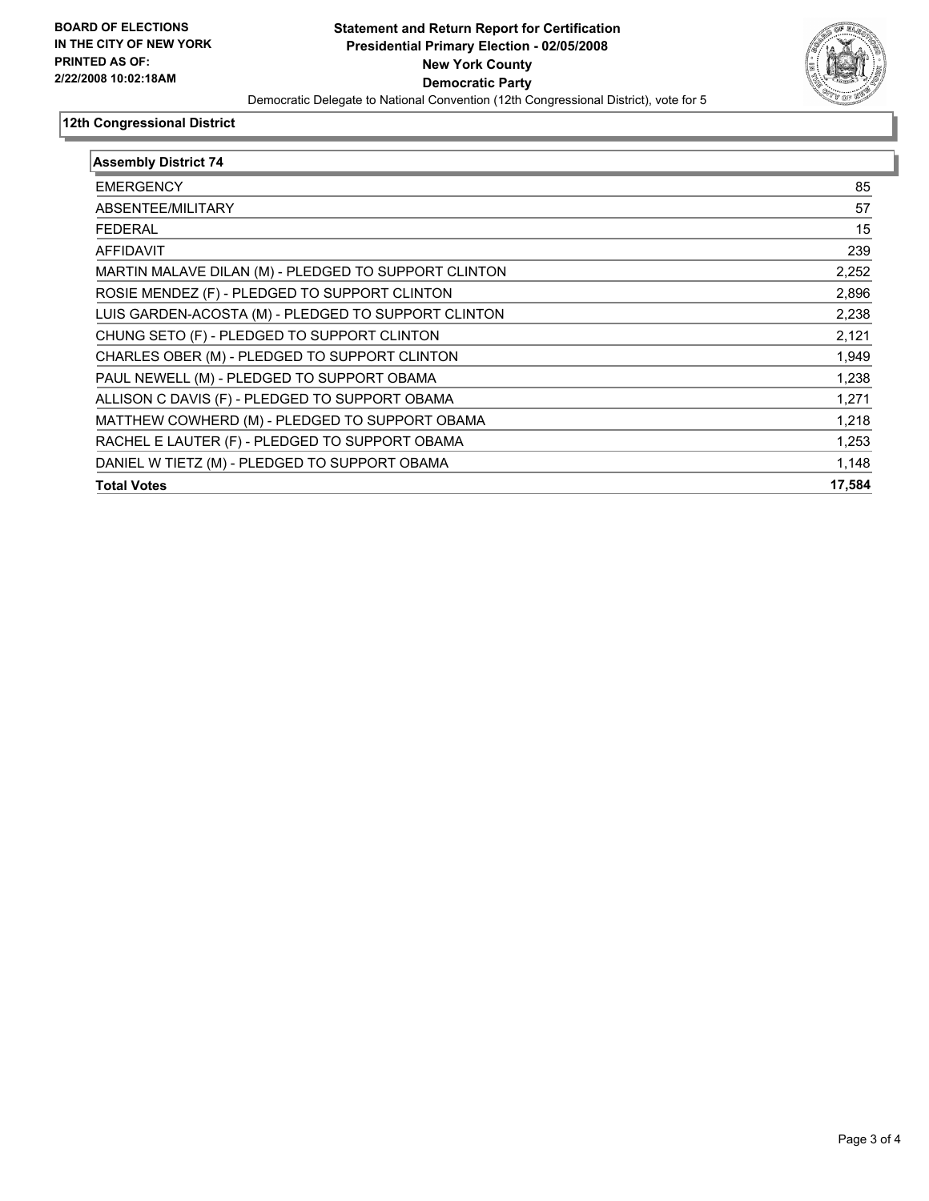**BOARD OF ELECTIONS IN THE CITY OF NEW YORK PRINTED AS OF: 2/22/2008 10:02:18AM**

# Statement and Return Report for Certification
## Presidential Primary Election - 02/05/2008
## New York County
## Democratic Party

Democratic Delegate to National Convention (12th Congressional District), vote for 5

### 12th Congressional District

| Assembly District 74 | |
|---|---|
| EMERGENCY | 85 |
| ABSENTEE/MILITARY | 57 |
| FEDERAL | 15 |
| AFFIDAVIT | 239 |
| MARTIN MALAVE DILAN (M) - PLEDGED TO SUPPORT CLINTON | 2,252 |
| ROSIE MENDEZ (F) - PLEDGED TO SUPPORT CLINTON | 2,896 |
| LUIS GARDEN-ACOSTA (M) - PLEDGED TO SUPPORT CLINTON | 2,238 |
| CHUNG SETO (F) - PLEDGED TO SUPPORT CLINTON | 2,121 |
| CHARLES OBER (M) - PLEDGED TO SUPPORT CLINTON | 1,949 |
| PAUL NEWELL (M) - PLEDGED TO SUPPORT OBAMA | 1,238 |
| ALLISON C DAVIS (F) - PLEDGED TO SUPPORT OBAMA | 1,271 |
| MATTHEW COWHERD (M) - PLEDGED TO SUPPORT OBAMA | 1,218 |
| RACHEL E LAUTER (F) - PLEDGED TO SUPPORT OBAMA | 1,253 |
| DANIEL W TIETZ (M) - PLEDGED TO SUPPORT OBAMA | 1,148 |
| **Total Votes** | **17,584** |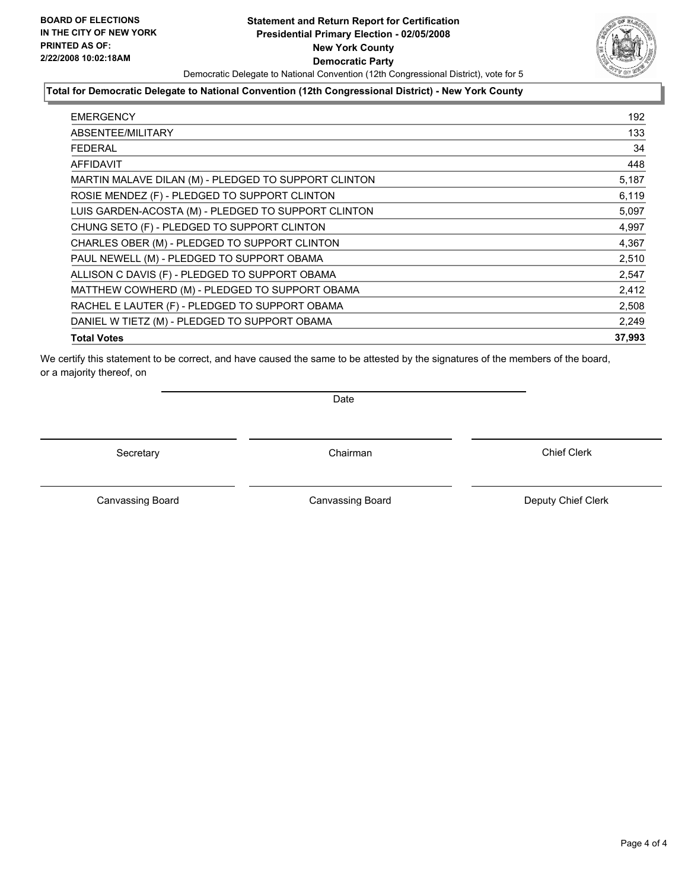**BOARD OF ELECTIONS IN THE CITY OF NEW YORK PRINTED AS OF: 2/22/2008 10:02:18AM**

# Statement and Return Report for Certification
## Presidential Primary Election - 02/05/2008
## New York County
## Democratic Party

Democratic Delegate to National Convention (12th Congressional District), vote for 5

### Total for Democratic Delegate to National Convention (12th Congressional District) - New York County

| | |
|---|---|
| EMERGENCY | 192 |
| ABSENTEE/MILITARY | 133 |
| FEDERAL | 34 |
| AFFIDAVIT | 448 |
| MARTIN MALAVE DILAN (M) - PLEDGED TO SUPPORT CLINTON | 5,187 |
| ROSIE MENDEZ (F) - PLEDGED TO SUPPORT CLINTON | 6,119 |
| LUIS GARDEN-ACOSTA (M) - PLEDGED TO SUPPORT CLINTON | 5,097 |
| CHUNG SETO (F) - PLEDGED TO SUPPORT CLINTON | 4,997 |
| CHARLES OBER (M) - PLEDGED TO SUPPORT CLINTON | 4,367 |
| PAUL NEWELL (M) - PLEDGED TO SUPPORT OBAMA | 2,510 |
| ALLISON C DAVIS (F) - PLEDGED TO SUPPORT OBAMA | 2,547 |
| MATTHEW COWHERD (M) - PLEDGED TO SUPPORT OBAMA | 2,412 |
| RACHEL E LAUTER (F) - PLEDGED TO SUPPORT OBAMA | 2,508 |
| DANIEL W TIETZ (M) - PLEDGED TO SUPPORT OBAMA | 2,249 |
| **Total Votes** | **37,993** |

We certify this statement to be correct, and have caused the same to be attested by the signatures of the members of the board, or a majority thereof, on

Date

Secretary

Chairman

Chief Clerk

Canvassing Board

Canvassing Board

Deputy Chief Clerk